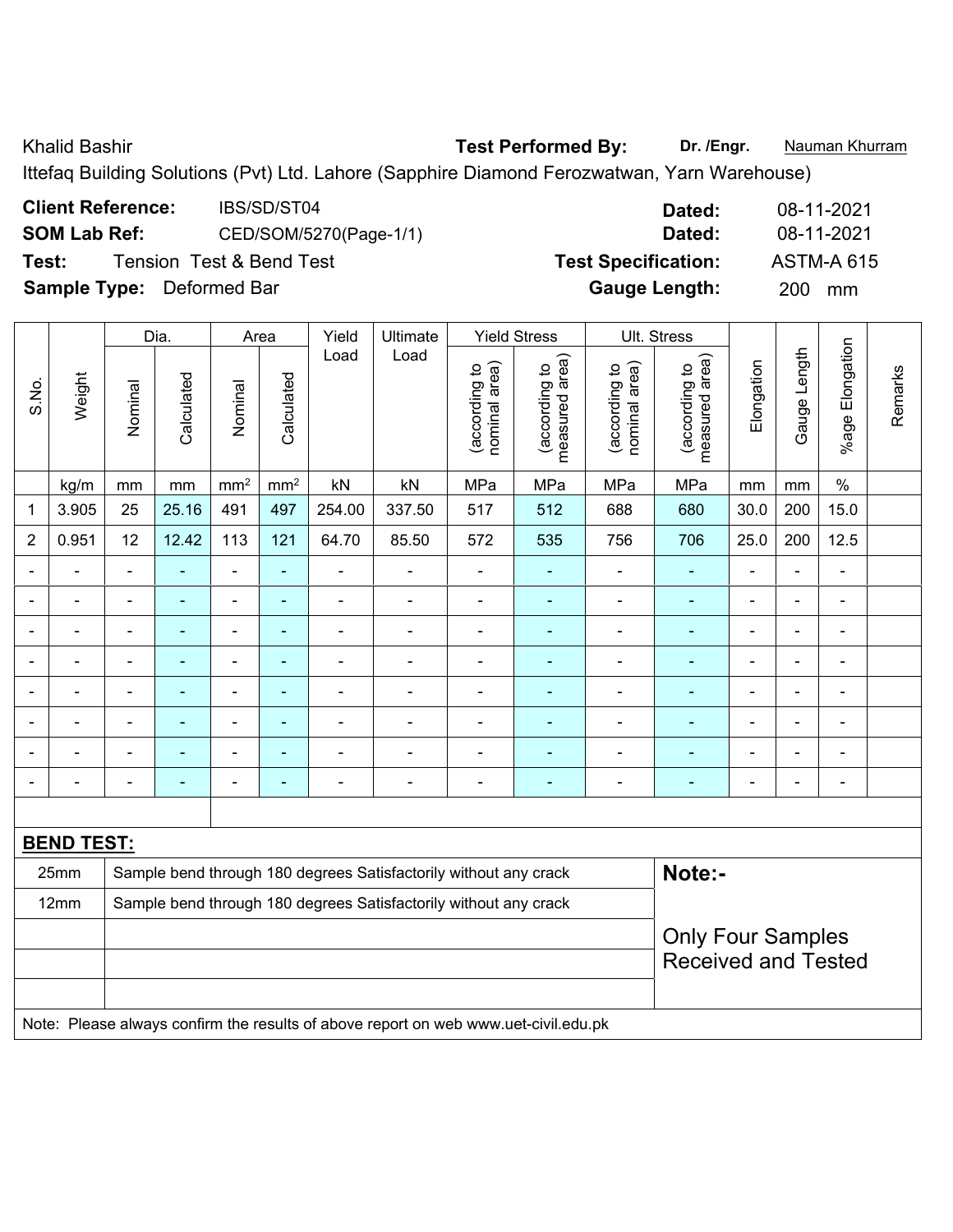Khalid Bashir **Test Performed By:** **Dr. /Engr.** Nauman Khurram

Ittefaq Building Solutions (Pvt) Ltd. Lahore (Sapphire Diamond Ferozwatwan, Yarn Warehouse)

**Client Reference:** IBS/SD/ST04 **Dated:** 08-11-2021

**SOM Lab Ref:** CED/SOM/5270(Page-1/1) **Dated:** 08-11-2021

**Test:** Tension Test & Bend Test **Test Specification:** ASTM-A 615

**Sample Type:** Deformed Bar **Gauge Length:** 200 mm

| S.No. | Weight | Dia. | | Area | | Yield Load | Ultimate Load | Yield Stress | | Ult. Stress | | Elongation | Gauge Length | %age Elongation | Remarks |
|---|---|---|---|---|---|---|---|---|---|---|---|---|---|---|---|
| | | Nominal | Calculated | Nominal | Calculated | | | (according to nominal area) | (according to measured area) | (according to nominal area) | (according to measured area) | | | | |
| | kg/m | mm | mm | mm² | mm² | kN | kN | MPa | MPa | MPa | MPa | mm | mm | % | |
| 1 | 3.905 | 25 | 25.16 | 491 | 497 | 254.00 | 337.50 | 517 | 512 | 688 | 680 | 30.0 | 200 | 15.0 | |
| 2 | 0.951 | 12 | 12.42 | 113 | 121 | 64.70 | 85.50 | 572 | 535 | 756 | 706 | 25.0 | 200 | 12.5 | |
| - | - | - | - | - | - | - | - | - | - | - | - | - | - | - | |
| - | - | - | - | - | - | - | - | - | - | - | - | - | - | - | |
| - | - | - | - | - | - | - | - | - | - | - | - | - | - | - | |
| - | - | - | - | - | - | - | - | - | - | - | - | - | - | - | |
| - | - | - | - | - | - | - | - | - | - | - | - | - | - | - | |
| - | - | - | - | - | - | - | - | - | - | - | - | - | - | - | |
| - | - | - | - | - | - | - | - | - | - | - | - | - | - | - | |
| - | - | - | - | - | - | - | - | - | - | - | - | - | - | - | |

**BEND TEST:**

| Size | Result |
|---|---|
| 25mm | Sample bend through 180 degrees Satisfactorily without any crack |
| 12mm | Sample bend through 180 degrees Satisfactorily without any crack |

**Note:-**

Only Four Samples Received and Tested

Note: Please always confirm the results of above report on web www.uet-civil.edu.pk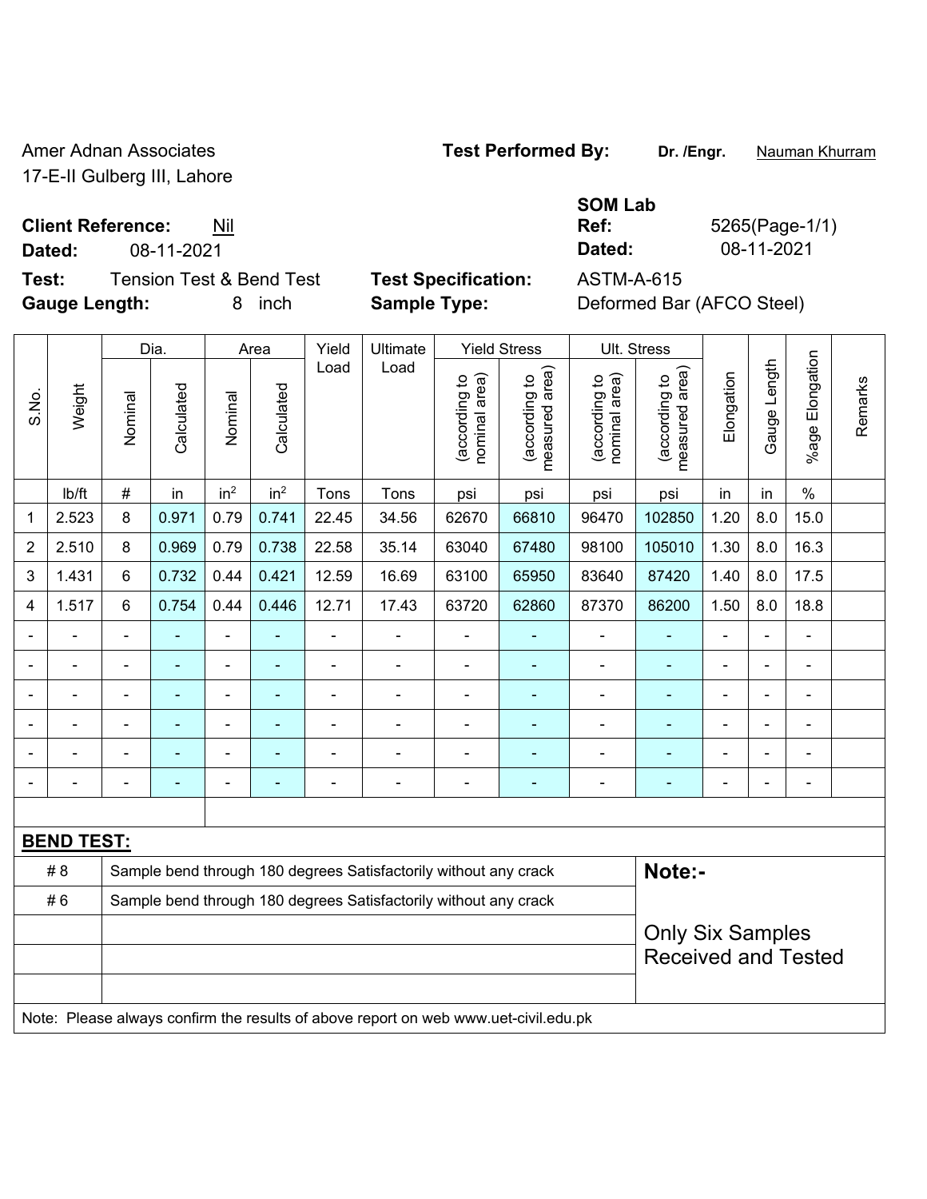Amer Adnan Associates
17-E-II Gulberg III, Lahore

**Test Performed By:** **Dr. /Engr.** Nauman Khurram

**SOM Lab**

**Client Reference:** Nil
**Dated:** 08-11-2021

**Ref:** 5265(Page-1/1)
**Dated:** 08-11-2021

**Test:** Tension Test & Bend Test
**Gauge Length:** 8 inch

**Test Specification:** ASTM-A-615
**Sample Type:** Deformed Bar (AFCO Steel)

| S.No. | Weight | Dia. | | Area | | Yield Load | Ultimate Load | Yield Stress | | Ult. Stress | | Elongation | Gauge Length | %age Elongation | Remarks |
|---|---|---|---|---|---|---|---|---|---|---|---|---|---|---|---|
| | | Nominal | Calculated | Nominal | Calculated | | | (according to nominal area) | (according to measured area) | (according to nominal area) | (according to measured area) | | | | |
| | lb/ft | # | in | $in^2$ | $in^2$ | Tons | Tons | psi | psi | psi | psi | in | in | % | |
| 1 | 2.523 | 8 | 0.971 | 0.79 | 0.741 | 22.45 | 34.56 | 62670 | 66810 | 96470 | 102850 | 1.20 | 8.0 | 15.0 | |
| 2 | 2.510 | 8 | 0.969 | 0.79 | 0.738 | 22.58 | 35.14 | 63040 | 67480 | 98100 | 105010 | 1.30 | 8.0 | 16.3 | |
| 3 | 1.431 | 6 | 0.732 | 0.44 | 0.421 | 12.59 | 16.69 | 63100 | 65950 | 83640 | 87420 | 1.40 | 8.0 | 17.5 | |
| 4 | 1.517 | 6 | 0.754 | 0.44 | 0.446 | 12.71 | 17.43 | 63720 | 62860 | 87370 | 86200 | 1.50 | 8.0 | 18.8 | |
| - | - | - | - | - | - | - | - | - | - | - | - | - | - | - | |
| - | - | - | - | - | - | - | - | - | - | - | - | - | - | - | |
| - | - | - | - | - | - | - | - | - | - | - | - | - | - | - | |
| - | - | - | - | - | - | - | - | - | - | - | - | - | - | - | |
| - | - | - | - | - | - | - | - | - | - | - | - | - | - | - | |
| - | - | - | - | - | - | - | - | - | - | - | - | - | - | - | |

**BEND TEST:**

| | |
|---|---|
| # 8 | Sample bend through 180 degrees Satisfactorily without any crack |
| # 6 | Sample bend through 180 degrees Satisfactorily without any crack |

**Note:-**

Only Six Samples Received and Tested

Note: Please always confirm the results of above report on web www.uet-civil.edu.pk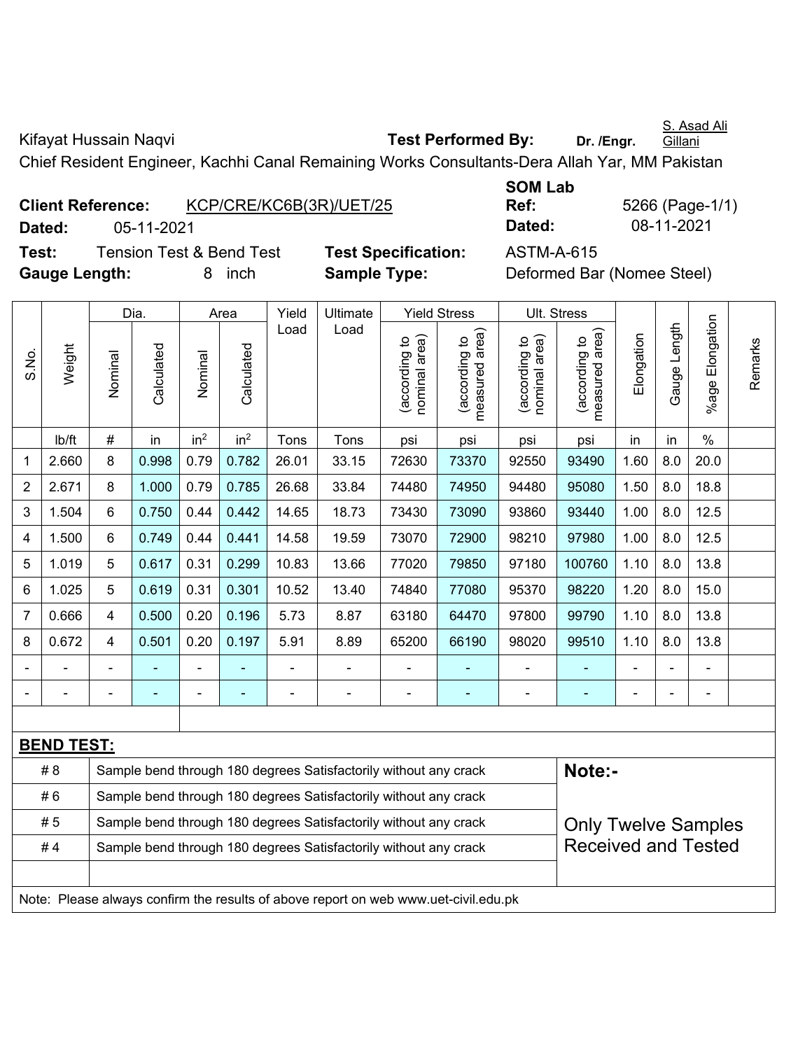Kifayat Hussain Naqvi **Test Performed By:** **Dr. /Engr.** S. Asad Ali Gillani

Chief Resident Engineer, Kachhi Canal Remaining Works Consultants-Dera Allah Yar, MM Pakistan

**Client Reference:** KCP/CRE/KC6B(3R)/UET/25 **SOM Lab Ref:** 5266 (Page-1/1)

**Dated:** 05-11-2021 **Dated:** 08-11-2021

**Test:** Tension Test & Bend Test **Test Specification:** ASTM-A-615

**Gauge Length:** 8 inch **Sample Type:** Deformed Bar (Nomee Steel)

| S.No. | Weight | Dia. | | Area | | Yield Load | Ultimate Load | Yield Stress | | Ult. Stress | | Elongation | Gauge Length | %age Elongation | Remarks |
|---|---|---|---|---|---|---|---|---|---|---|---|---|---|---|---|
| | | Nominal | Calculated | Nominal | Calculated | | | (according to nominal area) | (according to measured area) | (according to nominal area) | (according to measured area) | | | | |
| | lb/ft | # | in | $in^2$ | $in^2$ | Tons | Tons | psi | psi | psi | psi | in | in | % | |
| 1 | 2.660 | 8 | 0.998 | 0.79 | 0.782 | 26.01 | 33.15 | 72630 | 73370 | 92550 | 93490 | 1.60 | 8.0 | 20.0 | |
| 2 | 2.671 | 8 | 1.000 | 0.79 | 0.785 | 26.68 | 33.84 | 74480 | 74950 | 94480 | 95080 | 1.50 | 8.0 | 18.8 | |
| 3 | 1.504 | 6 | 0.750 | 0.44 | 0.442 | 14.65 | 18.73 | 73430 | 73090 | 93860 | 93440 | 1.00 | 8.0 | 12.5 | |
| 4 | 1.500 | 6 | 0.749 | 0.44 | 0.441 | 14.58 | 19.59 | 73070 | 72900 | 98210 | 97980 | 1.00 | 8.0 | 12.5 | |
| 5 | 1.019 | 5 | 0.617 | 0.31 | 0.299 | 10.83 | 13.66 | 77020 | 79850 | 97180 | 100760 | 1.10 | 8.0 | 13.8 | |
| 6 | 1.025 | 5 | 0.619 | 0.31 | 0.301 | 10.52 | 13.40 | 74840 | 77080 | 95370 | 98220 | 1.20 | 8.0 | 15.0 | |
| 7 | 0.666 | 4 | 0.500 | 0.20 | 0.196 | 5.73 | 8.87 | 63180 | 64470 | 97800 | 99790 | 1.10 | 8.0 | 13.8 | |
| 8 | 0.672 | 4 | 0.501 | 0.20 | 0.197 | 5.91 | 8.89 | 65200 | 66190 | 98020 | 99510 | 1.10 | 8.0 | 13.8 | |
| - | - | - | - | - | - | - | - | - | - | - | - | - | - | - | |
| - | - | - | - | - | - | - | - | - | - | - | - | - | - | - | |

**BEND TEST:**

| | | |
|---|---|---|
| # 8 | Sample bend through 180 degrees Satisfactorily without any crack | **Note:-** |
| # 6 | Sample bend through 180 degrees Satisfactorily without any crack | |
| # 5 | Sample bend through 180 degrees Satisfactorily without any crack | Only Twelve Samples Received and Tested |
| # 4 | Sample bend through 180 degrees Satisfactorily without any crack | |

Note: Please always confirm the results of above report on web www.uet-civil.edu.pk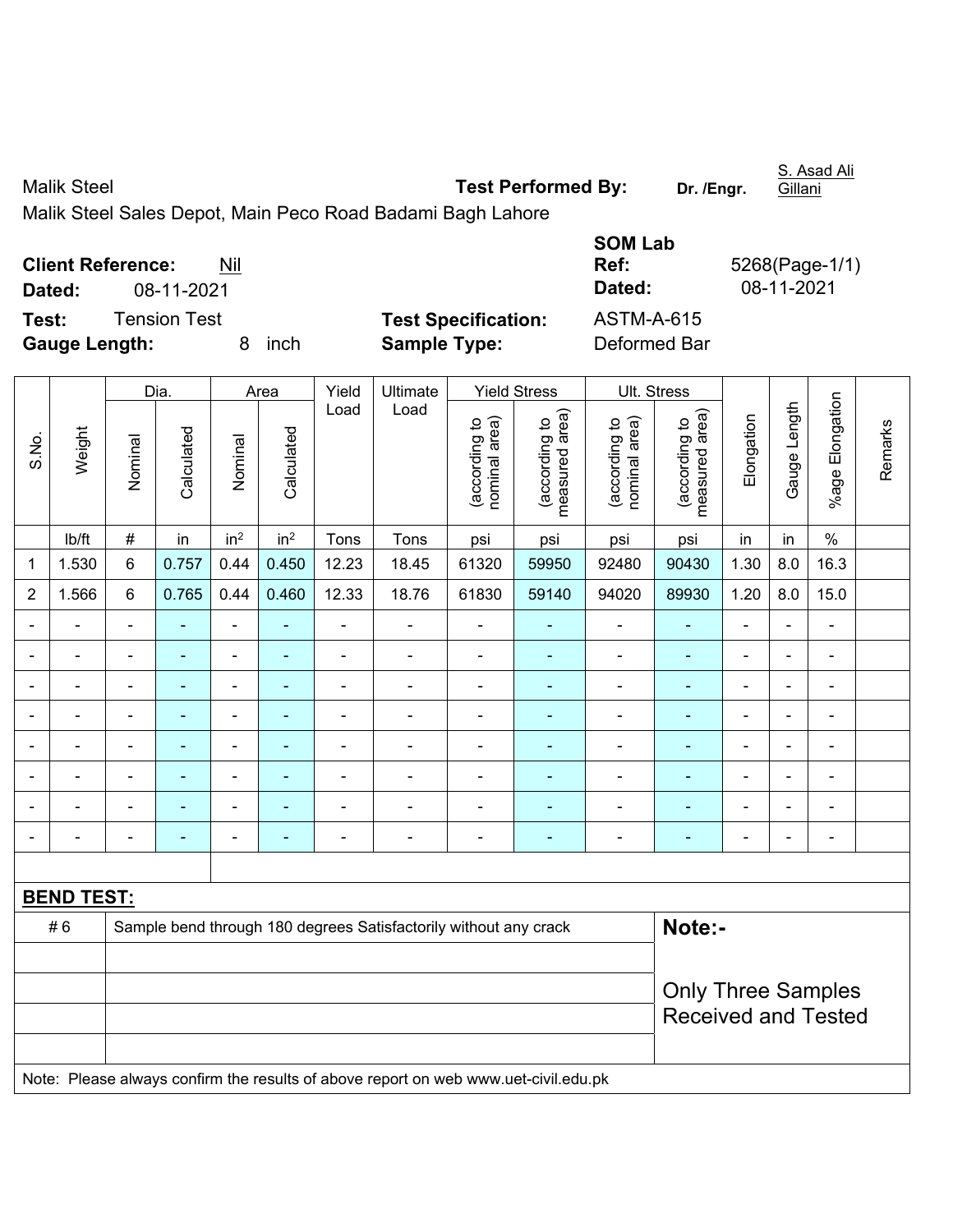Malik Steel

Malik Steel Sales Depot, Main Peco Road Badami Bagh Lahore

**Test Performed By:** Dr. /Engr. S. Asad Ali Gillani

**Client Reference:** Nil

**Dated:** 08-11-2021

**SOM Lab Ref:** 5268(Page-1/1)

**Dated:** 08-11-2021

**Test:** Tension Test

**Test Specification:** ASTM-A-615

**Gauge Length:** 8 inch

**Sample Type:** Deformed Bar

| S.No. | Weight | Dia. | | Area | | Yield Load | Ultimate Load | Yield Stress | | Ult. Stress | | Elongation | Gauge Length | %age Elongation | Remarks |
|---|---|---|---|---|---|---|---|---|---|---|---|---|---|---|---|
| | | Nominal | Calculated | Nominal | Calculated | | | (according to nominal area) | (according to measured area) | (according to nominal area) | (according to measured area) | | | | |
| | lb/ft | # | in | in² | in² | Tons | Tons | psi | psi | psi | psi | in | in | % | |
| 1 | 1.530 | 6 | 0.757 | 0.44 | 0.450 | 12.23 | 18.45 | 61320 | 59950 | 92480 | 90430 | 1.30 | 8.0 | 16.3 | |
| 2 | 1.566 | 6 | 0.765 | 0.44 | 0.460 | 12.33 | 18.76 | 61830 | 59140 | 94020 | 89930 | 1.20 | 8.0 | 15.0 | |
| - | - | - | - | - | - | - | - | - | - | - | - | - | - | - | |
| - | - | - | - | - | - | - | - | - | - | - | - | - | - | - | |
| - | - | - | - | - | - | - | - | - | - | - | - | - | - | - | |
| - | - | - | - | - | - | - | - | - | - | - | - | - | - | - | |
| - | - | - | - | - | - | - | - | - | - | - | - | - | - | - | |
| - | - | - | - | - | - | - | - | - | - | - | - | - | - | - | |
| - | - | - | - | - | - | - | - | - | - | - | - | - | - | - | |
| - | - | - | - | - | - | - | - | - | - | - | - | - | - | - | |

**BEND TEST:**

| | | |
|---|---|---|
| # 6 | Sample bend through 180 degrees Satisfactorily without any crack | **Note:-** |
| | | Only Three Samples Received and Tested |

Note: Please always confirm the results of above report on web www.uet-civil.edu.pk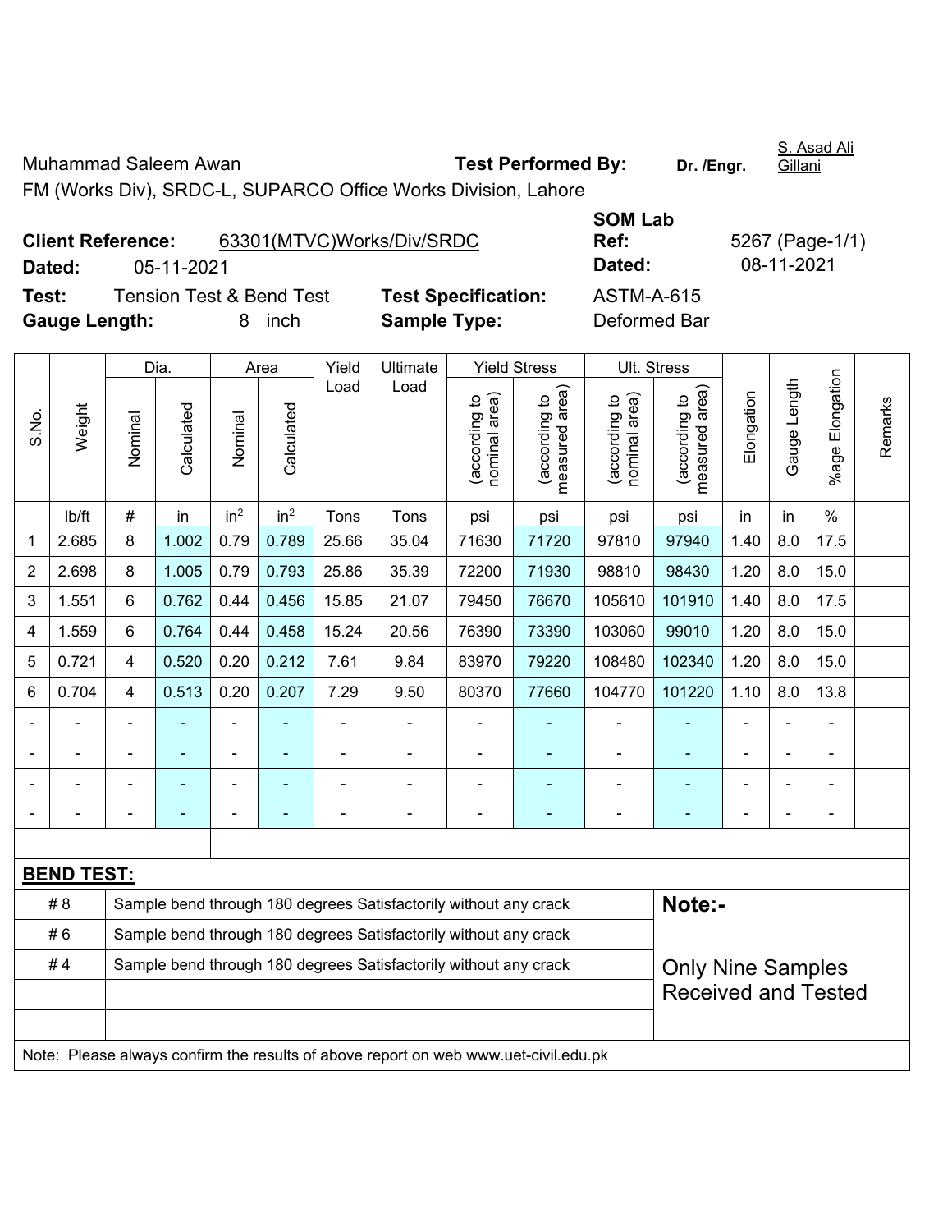Muhammad Saleem Awan **Test Performed By:** **Dr. /Engr.** S. Asad Ali Gillani

FM (Works Div), SRDC-L, SUPARCO Office Works Division, Lahore

**Client Reference:** 63301(MTVC)Works/Div/SRDC **SOM Lab Ref:** 5267 (Page-1/1)

**Dated:** 05-11-2021 **Dated:** 08-11-2021

**Test:** Tension Test & Bend Test **Test Specification:** ASTM-A-615

**Gauge Length:** 8 inch **Sample Type:** Deformed Bar

| S.No. | Weight | Dia. | | Area | | Yield Load | Ultimate Load | Yield Stress | | Ult. Stress | | Elongation | Gauge Length | %age Elongation | Remarks |
|---|---|---|---|---|---|---|---|---|---|---|---|---|---|---|---|
| | | Nominal | Calculated | Nominal | Calculated | | | (according to nominal area) | (according to measured area) | (according to nominal area) | (according to measured area) | | | | |
| | lb/ft | # | in | in² | in² | Tons | Tons | psi | psi | psi | psi | in | in | % | |
| 1 | 2.685 | 8 | 1.002 | 0.79 | 0.789 | 25.66 | 35.04 | 71630 | 71720 | 97810 | 97940 | 1.40 | 8.0 | 17.5 | |
| 2 | 2.698 | 8 | 1.005 | 0.79 | 0.793 | 25.86 | 35.39 | 72200 | 71930 | 98810 | 98430 | 1.20 | 8.0 | 15.0 | |
| 3 | 1.551 | 6 | 0.762 | 0.44 | 0.456 | 15.85 | 21.07 | 79450 | 76670 | 105610 | 101910 | 1.40 | 8.0 | 17.5 | |
| 4 | 1.559 | 6 | 0.764 | 0.44 | 0.458 | 15.24 | 20.56 | 76390 | 73390 | 103060 | 99010 | 1.20 | 8.0 | 15.0 | |
| 5 | 0.721 | 4 | 0.520 | 0.20 | 0.212 | 7.61 | 9.84 | 83970 | 79220 | 108480 | 102340 | 1.20 | 8.0 | 15.0 | |
| 6 | 0.704 | 4 | 0.513 | 0.20 | 0.207 | 7.29 | 9.50 | 80370 | 77660 | 104770 | 101220 | 1.10 | 8.0 | 13.8 | |
| - | - | - | - | - | - | - | - | - | - | - | - | - | - | - | |
| - | - | - | - | - | - | - | - | - | - | - | - | - | - | - | |
| - | - | - | - | - | - | - | - | - | - | - | - | - | - | - | |
| - | - | - | - | - | - | - | - | - | - | - | - | - | - | - | |

**BEND TEST:**

| | | |
|---|---|---|
| # 8 | Sample bend through 180 degrees Satisfactorily without any crack | **Note:-** |
| # 6 | Sample bend through 180 degrees Satisfactorily without any crack | |
| # 4 | Sample bend through 180 degrees Satisfactorily without any crack | Only Nine Samples Received and Tested |
| | | |
| | | |

Note: Please always confirm the results of above report on web www.uet-civil.edu.pk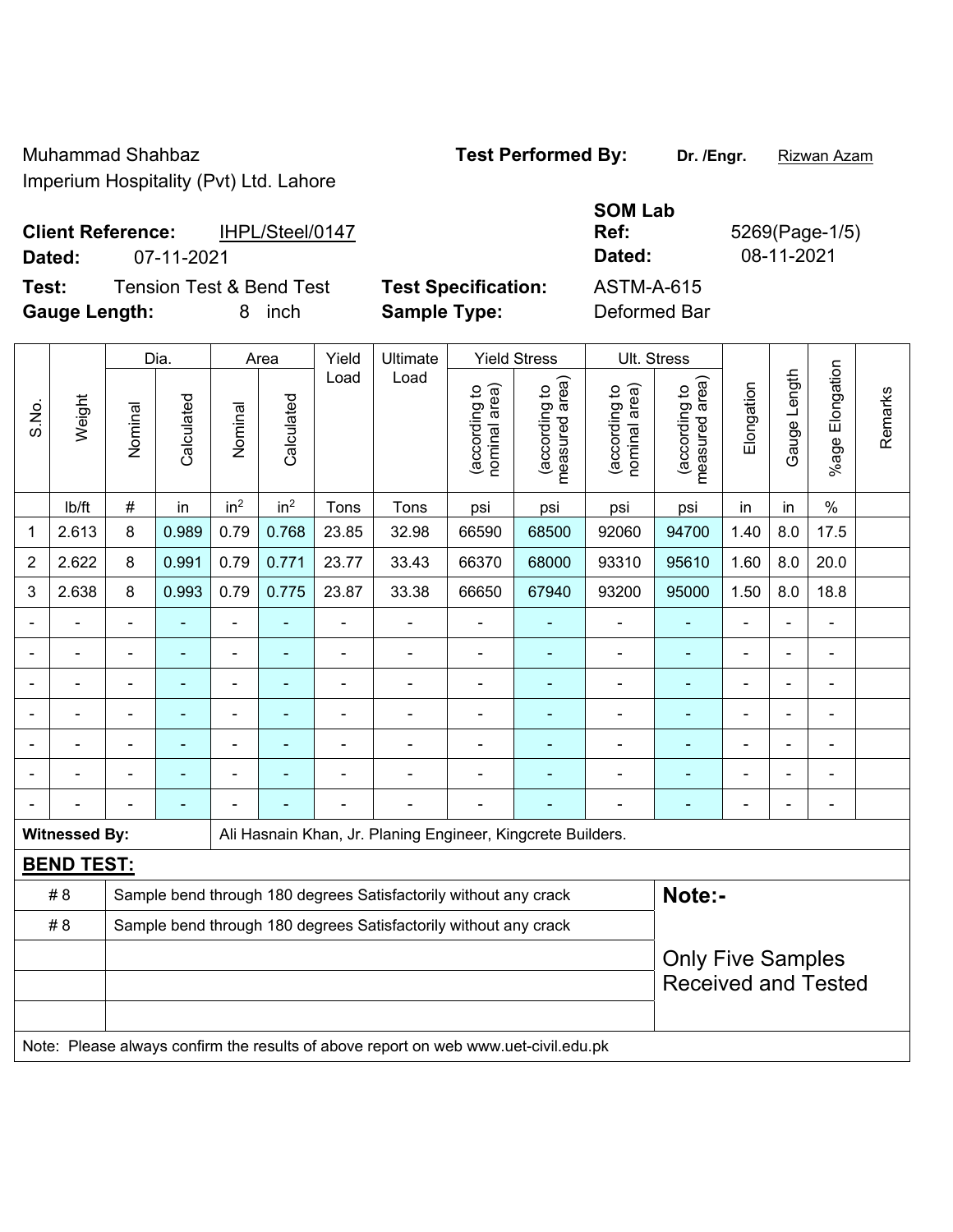Muhammad Shahbaz
Imperium Hospitality (Pvt) Ltd. Lahore

**Test Performed By:** **Dr. /Engr.** Rizwan Azam

**Client Reference:** IHPL/Steel/0147
**Dated:** 07-11-2021

**SOM Lab Ref:** 5269(Page-1/5)
**Dated:** 08-11-2021

**Test:** Tension Test & Bend Test
**Gauge Length:** 8 inch

**Test Specification:** ASTM-A-615
**Sample Type:** Deformed Bar

| S.No. | Weight | Dia. | | Area | | Yield Load | Ultimate Load | Yield Stress | | Ult. Stress | | Elongation | Gauge Length | %age Elongation | Remarks |
|---|---|---|---|---|---|---|---|---|---|---|---|---|---|---|---|
| | | Nominal | Calculated | Nominal | Calculated | | | (according to nominal area) | (according to measured area) | (according to nominal area) | (according to measured area) | | | | |
| | lb/ft | # | in | $in^2$ | $in^2$ | Tons | Tons | psi | psi | psi | psi | in | in | % | |
| 1 | 2.613 | 8 | 0.989 | 0.79 | 0.768 | 23.85 | 32.98 | 66590 | 68500 | 92060 | 94700 | 1.40 | 8.0 | 17.5 | |
| 2 | 2.622 | 8 | 0.991 | 0.79 | 0.771 | 23.77 | 33.43 | 66370 | 68000 | 93310 | 95610 | 1.60 | 8.0 | 20.0 | |
| 3 | 2.638 | 8 | 0.993 | 0.79 | 0.775 | 23.87 | 33.38 | 66650 | 67940 | 93200 | 95000 | 1.50 | 8.0 | 18.8 | |
| - | - | - | - | - | - | - | - | - | - | - | - | - | - | - | |
| - | - | - | - | - | - | - | - | - | - | - | - | - | - | - | |
| - | - | - | - | - | - | - | - | - | - | - | - | - | - | - | |
| - | - | - | - | - | - | - | - | - | - | - | - | - | - | - | |
| - | - | - | - | - | - | - | - | - | - | - | - | - | - | - | |
| - | - | - | - | - | - | - | - | - | - | - | - | - | - | - | |
| - | - | - | - | - | - | - | - | - | - | - | - | - | - | - | |

**Witnessed By:** Ali Hasnain Khan, Jr. Planing Engineer, Kingcrete Builders.

**BEND TEST:**

| | | |
|---|---|---|
| # 8 | Sample bend through 180 degrees Satisfactorily without any crack | **Note:-** |
| # 8 | Sample bend through 180 degrees Satisfactorily without any crack | Only Five Samples Received and Tested |

Note: Please always confirm the results of above report on web www.uet-civil.edu.pk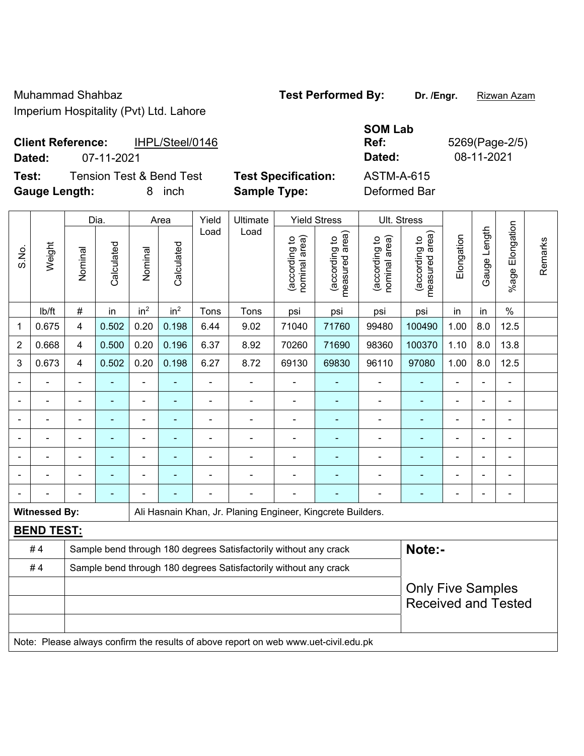Muhammad Shahbaz
Imperium Hospitality (Pvt) Ltd. Lahore

**Test Performed By:** **Dr. /Engr.** Rizwan Azam

**Client Reference:** IHPL/Steel/0146
**Dated:** 07-11-2021

**SOM Lab Ref:** 5269(Page-2/5)
**Dated:** 08-11-2021

**Test:** Tension Test & Bend Test
**Gauge Length:** 8 inch

**Test Specification:** ASTM-A-615
**Sample Type:** Deformed Bar

| S.No. | Weight | Dia. | | Area | | Yield Load | Ultimate Load | Yield Stress | | Ult. Stress | | Elongation | Gauge Length | %age Elongation | Remarks |
|---|---|---|---|---|---|---|---|---|---|---|---|---|---|---|---|
| | | Nominal | Calculated | Nominal | Calculated | | | (according to nominal area) | (according to measured area) | (according to nominal area) | (according to measured area) | | | | |
| | lb/ft | # | in | $in^2$ | $in^2$ | Tons | Tons | psi | psi | psi | psi | in | in | % | |
| 1 | 0.675 | 4 | 0.502 | 0.20 | 0.198 | 6.44 | 9.02 | 71040 | 71760 | 99480 | 100490 | 1.00 | 8.0 | 12.5 | |
| 2 | 0.668 | 4 | 0.500 | 0.20 | 0.196 | 6.37 | 8.92 | 70260 | 71690 | 98360 | 100370 | 1.10 | 8.0 | 13.8 | |
| 3 | 0.673 | 4 | 0.502 | 0.20 | 0.198 | 6.27 | 8.72 | 69130 | 69830 | 96110 | 97080 | 1.00 | 8.0 | 12.5 | |
| - | - | - | - | - | - | - | - | - | - | - | - | - | - | - | |
| - | - | - | - | - | - | - | - | - | - | - | - | - | - | - | |
| - | - | - | - | - | - | - | - | - | - | - | - | - | - | - | |
| - | - | - | - | - | - | - | - | - | - | - | - | - | - | - | |
| - | - | - | - | - | - | - | - | - | - | - | - | - | - | - | |
| - | - | - | - | - | - | - | - | - | - | - | - | - | - | - | |
| - | - | - | - | - | - | - | - | - | - | - | - | - | - | - | |

**Witnessed By:** Ali Hasnain Khan, Jr. Planing Engineer, Kingcrete Builders.

**BEND TEST:**

| | | |
|---|---|---|
| # 4 | Sample bend through 180 degrees Satisfactorily without any crack | **Note:-** |
| # 4 | Sample bend through 180 degrees Satisfactorily without any crack | Only Five Samples Received and Tested |
| | | |
| | | |
| | | |

Note: Please always confirm the results of above report on web www.uet-civil.edu.pk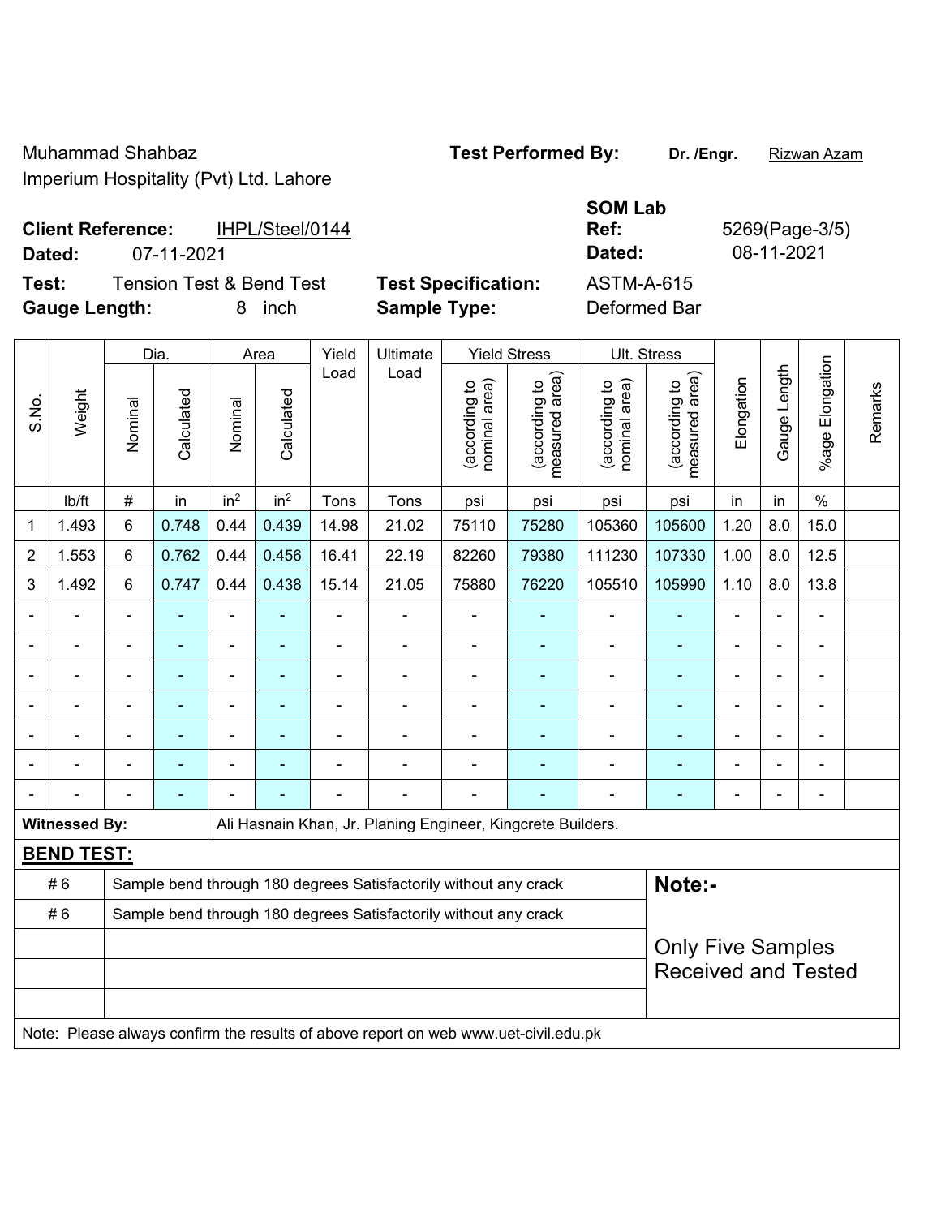Muhammad Shahbaz
Imperium Hospitality (Pvt) Ltd. Lahore

**Test Performed By:** **Dr. /Engr.** Rizwan Azam

**Client Reference:** IHPL/Steel/0144
**Dated:** 07-11-2021

**SOM Lab Ref:** 5269(Page-3/5)
**Dated:** 08-11-2021

**Test:** Tension Test & Bend Test
**Gauge Length:** 8 inch

**Test Specification:** ASTM-A-615
**Sample Type:** Deformed Bar

| S.No. | Weight | Dia. | | Area | | Yield Load | Ultimate Load | Yield Stress | | Ult. Stress | | Elongation | Gauge Length | %age Elongation | Remarks |
|---|---|---|---|---|---|---|---|---|---|---|---|---|---|---|---|
| | | Nominal | Calculated | Nominal | Calculated | | | (according to nominal area) | (according to measured area) | (according to nominal area) | (according to measured area) | | | | |
| | lb/ft | # | in | in$^2$ | in$^2$ | Tons | Tons | psi | psi | psi | psi | in | in | % | |
| 1 | 1.493 | 6 | 0.748 | 0.44 | 0.439 | 14.98 | 21.02 | 75110 | 75280 | 105360 | 105600 | 1.20 | 8.0 | 15.0 | |
| 2 | 1.553 | 6 | 0.762 | 0.44 | 0.456 | 16.41 | 22.19 | 82260 | 79380 | 111230 | 107330 | 1.00 | 8.0 | 12.5 | |
| 3 | 1.492 | 6 | 0.747 | 0.44 | 0.438 | 15.14 | 21.05 | 75880 | 76220 | 105510 | 105990 | 1.10 | 8.0 | 13.8 | |
| - | - | - | - | - | - | - | - | - | - | - | - | - | - | - | |
| - | - | - | - | - | - | - | - | - | - | - | - | - | - | - | |
| - | - | - | - | - | - | - | - | - | - | - | - | - | - | - | |
| - | - | - | - | - | - | - | - | - | - | - | - | - | - | - | |
| - | - | - | - | - | - | - | - | - | - | - | - | - | - | - | |
| - | - | - | - | - | - | - | - | - | - | - | - | - | - | - | |
| - | - | - | - | - | - | - | - | - | - | - | - | - | - | - | |

**Witnessed By:** Ali Hasnain Khan, Jr. Planing Engineer, Kingcrete Builders.

**BEND TEST:**

| | | |
|---|---|---|
| # 6 | Sample bend through 180 degrees Satisfactorily without any crack | **Note:-** |
| # 6 | Sample bend through 180 degrees Satisfactorily without any crack | Only Five Samples Received and Tested |
| | | |
| | | |
| | | |

Note: Please always confirm the results of above report on web www.uet-civil.edu.pk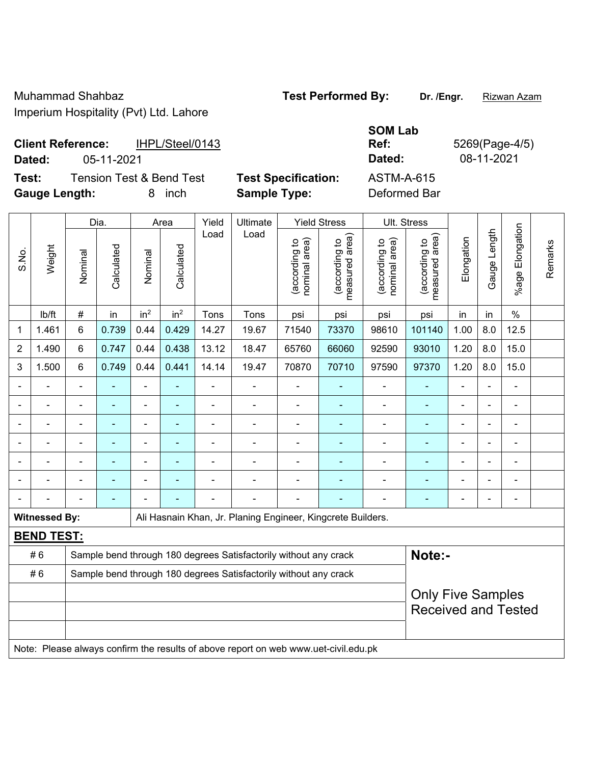Muhammad Shahbaz
Imperium Hospitality (Pvt) Ltd. Lahore

**Test Performed By:** **Dr. /Engr.** Rizwan Azam

**Client Reference:** IHPL/Steel/0143
**Dated:** 05-11-2021

**SOM Lab Ref:** 5269(Page-4/5)
**Dated:** 08-11-2021

**Test:** Tension Test & Bend Test
**Gauge Length:** 8 inch

**Test Specification:** ASTM-A-615
**Sample Type:** Deformed Bar

| S.No. | Weight | Dia. | | Area | | Yield Load | Ultimate Load | Yield Stress | | Ult. Stress | | Elongation | Gauge Length | %age Elongation | Remarks |
|---|---|---|---|---|---|---|---|---|---|---|---|---|---|---|---|
| | | Nominal | Calculated | Nominal | Calculated | | | (according to nominal area) | (according to measured area) | (according to nominal area) | (according to measured area) | | | | |
| | lb/ft | # | in | $in^2$ | $in^2$ | Tons | Tons | psi | psi | psi | psi | in | in | % | |
| 1 | 1.461 | 6 | 0.739 | 0.44 | 0.429 | 14.27 | 19.67 | 71540 | 73370 | 98610 | 101140 | 1.00 | 8.0 | 12.5 | |
| 2 | 1.490 | 6 | 0.747 | 0.44 | 0.438 | 13.12 | 18.47 | 65760 | 66060 | 92590 | 93010 | 1.20 | 8.0 | 15.0 | |
| 3 | 1.500 | 6 | 0.749 | 0.44 | 0.441 | 14.14 | 19.47 | 70870 | 70710 | 97590 | 97370 | 1.20 | 8.0 | 15.0 | |
| - | - | - | - | - | - | - | - | - | - | - | - | - | - | - | |
| - | - | - | - | - | - | - | - | - | - | - | - | - | - | - | |
| - | - | - | - | - | - | - | - | - | - | - | - | - | - | - | |
| - | - | - | - | - | - | - | - | - | - | - | - | - | - | - | |
| - | - | - | - | - | - | - | - | - | - | - | - | - | - | - | |
| - | - | - | - | - | - | - | - | - | - | - | - | - | - | - | |
| - | - | - | - | - | - | - | - | - | - | - | - | - | - | - | |

**Witnessed By:** Ali Hasnain Khan, Jr. Planing Engineer, Kingcrete Builders.

**BEND TEST:**

| | | |
|---|---|---|
| # 6 | Sample bend through 180 degrees Satisfactorily without any crack | **Note:-** |
| # 6 | Sample bend through 180 degrees Satisfactorily without any crack | |
| | | Only Five Samples Received and Tested |
| | | |
| | | |

Note: Please always confirm the results of above report on web www.uet-civil.edu.pk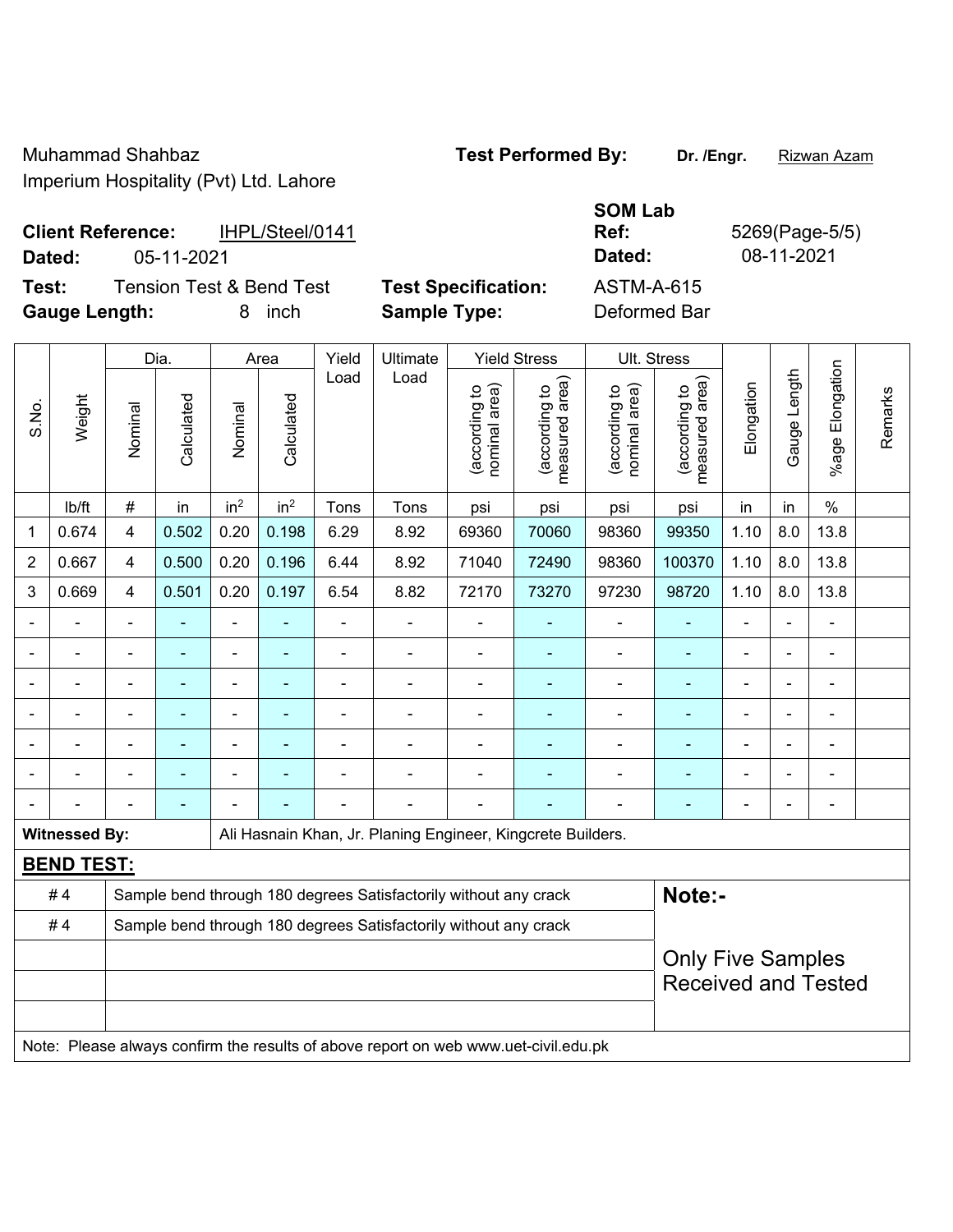Muhammad Shahbaz
Imperium Hospitality (Pvt) Ltd. Lahore

**Test Performed By:** **Dr. /Engr.** Rizwan Azam

**Client Reference:** IHPL/Steel/0141
**Dated:** 05-11-2021

**SOM Lab Ref:** 5269(Page-5/5)
**Dated:** 08-11-2021

**Test:** Tension Test & Bend Test
**Gauge Length:** 8 inch

**Test Specification:** ASTM-A-615
**Sample Type:** Deformed Bar

| S.No. | Weight | Dia. | | Area | | Yield Load | Ultimate Load | Yield Stress | | Ult. Stress | | Elongation | Gauge Length | %age Elongation | Remarks |
|---|---|---|---|---|---|---|---|---|---|---|---|---|---|---|---|
| | | Nominal | Calculated | Nominal | Calculated | | | (according to nominal area) | (according to measured area) | (according to nominal area) | (according to measured area) | | | | |
| | lb/ft | # | in | $in^2$ | $in^2$ | Tons | Tons | psi | psi | psi | psi | in | in | % | |
| 1 | 0.674 | 4 | 0.502 | 0.20 | 0.198 | 6.29 | 8.92 | 69360 | 70060 | 98360 | 99350 | 1.10 | 8.0 | 13.8 | |
| 2 | 0.667 | 4 | 0.500 | 0.20 | 0.196 | 6.44 | 8.92 | 71040 | 72490 | 98360 | 100370 | 1.10 | 8.0 | 13.8 | |
| 3 | 0.669 | 4 | 0.501 | 0.20 | 0.197 | 6.54 | 8.82 | 72170 | 73270 | 97230 | 98720 | 1.10 | 8.0 | 13.8 | |
| - | - | - | - | - | - | - | - | - | - | - | - | - | - | - | |
| - | - | - | - | - | - | - | - | - | - | - | - | - | - | - | |
| - | - | - | - | - | - | - | - | - | - | - | - | - | - | - | |
| - | - | - | - | - | - | - | - | - | - | - | - | - | - | - | |
| - | - | - | - | - | - | - | - | - | - | - | - | - | - | - | |
| - | - | - | - | - | - | - | - | - | - | - | - | - | - | - | |
| - | - | - | - | - | - | - | - | - | - | - | - | - | - | - | |

**Witnessed By:** Ali Hasnain Khan, Jr. Planing Engineer, Kingcrete Builders.

**BEND TEST:**

| | | |
|---|---|---|
| # 4 | Sample bend through 180 degrees Satisfactorily without any crack | **Note:-** |
| # 4 | Sample bend through 180 degrees Satisfactorily without any crack | Only Five Samples Received and Tested |

Note: Please always confirm the results of above report on web www.uet-civil.edu.pk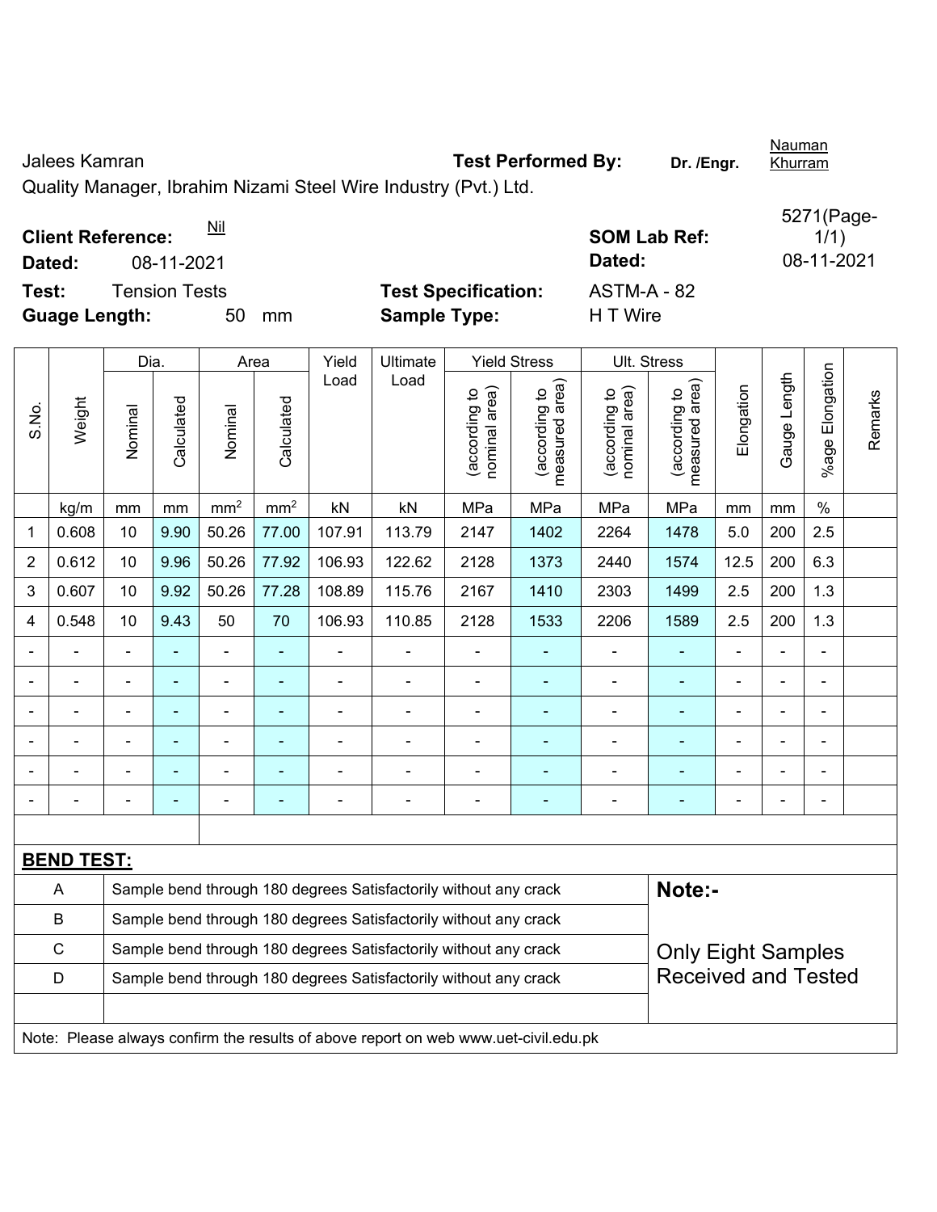Jalees Kamran **Test Performed By:** **Dr. /Engr.** Nauman Khurram

Quality Manager, Ibrahim Nizami Steel Wire Industry (Pvt.) Ltd.

**Client Reference:** Nil **SOM Lab Ref:** 5271(Page-1/1)

**Dated:** 08-11-2021 **Dated:** 08-11-2021

**Test:** Tension Tests **Test Specification:** ASTM-A - 82

**Guage Length:** 50 mm **Sample Type:** H T Wire

| S.No. | Weight | Dia. | | Area | | Yield Load | Ultimate Load | Yield Stress | | Ult. Stress | | Elongation | Gauge Length | %age Elongation | Remarks |
|---|---|---|---|---|---|---|---|---|---|---|---|---|---|---|---|
| | | Nominal | Calculated | Nominal | Calculated | | | (according to nominal area) | (according to measured area) | (according to nominal area) | (according to measured area) | | | | |
| | kg/m | mm | mm | mm² | mm² | kN | kN | MPa | MPa | MPa | MPa | mm | mm | % | |
| 1 | 0.608 | 10 | 9.90 | 50.26 | 77.00 | 107.91 | 113.79 | 2147 | 1402 | 2264 | 1478 | 5.0 | 200 | 2.5 | |
| 2 | 0.612 | 10 | 9.96 | 50.26 | 77.92 | 106.93 | 122.62 | 2128 | 1373 | 2440 | 1574 | 12.5 | 200 | 6.3 | |
| 3 | 0.607 | 10 | 9.92 | 50.26 | 77.28 | 108.89 | 115.76 | 2167 | 1410 | 2303 | 1499 | 2.5 | 200 | 1.3 | |
| 4 | 0.548 | 10 | 9.43 | 50 | 70 | 106.93 | 110.85 | 2128 | 1533 | 2206 | 1589 | 2.5 | 200 | 1.3 | |
| - | - | - | - | - | - | - | - | - | - | - | - | - | - | - | |
| - | - | - | - | - | - | - | - | - | - | - | - | - | - | - | |
| - | - | - | - | - | - | - | - | - | - | - | - | - | - | - | |
| - | - | - | - | - | - | - | - | - | - | - | - | - | - | - | |
| - | - | - | - | - | - | - | - | - | - | - | - | - | - | - | |
| - | - | - | - | - | - | - | - | - | - | - | - | - | - | - | |

**BEND TEST:**

| | | Note:- |
|---|---|---|
| A | Sample bend through 180 degrees Satisfactorily without any crack | |
| B | Sample bend through 180 degrees Satisfactorily without any crack | |
| C | Sample bend through 180 degrees Satisfactorily without any crack | Only Eight Samples Received and Tested |
| D | Sample bend through 180 degrees Satisfactorily without any crack | |

Note: Please always confirm the results of above report on web www.uet-civil.edu.pk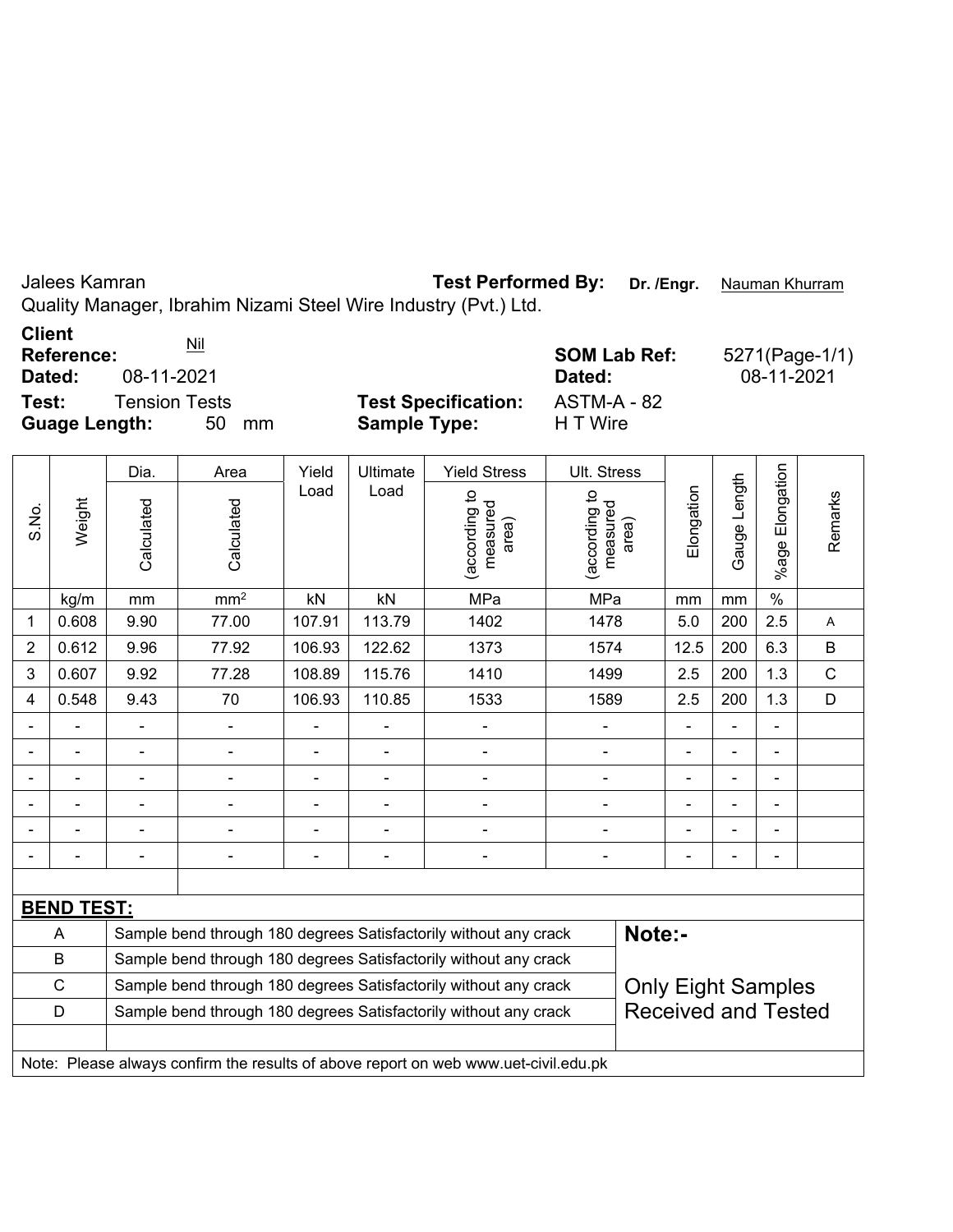Jalees Kamran **Test Performed By:** **Dr. /Engr.** Nauman Khurram

Quality Manager, Ibrahim Nizami Steel Wire Industry (Pvt.) Ltd.

**Client Reference:** Nil

**Dated:** 08-11-2021

**SOM Lab Ref:** 5271(Page-1/1)

**Dated:** 08-11-2021

**Test:** Tension Tests

**Test Specification:** ASTM-A - 82

**Guage Length:** 50 mm

**Sample Type:** H T Wire

| S.No. | Weight | Dia. Calculated | Area Calculated | Yield Load | Ultimate Load | Yield Stress (according to measured area) | Ult. Stress (according to measured area) | Elongation | Gauge Length | %age Elongation | Remarks |
|---|---|---|---|---|---|---|---|---|---|---|---|
| | kg/m | mm | mm$^2$ | kN | kN | MPa | MPa | mm | mm | % | |
| 1 | 0.608 | 9.90 | 77.00 | 107.91 | 113.79 | 1402 | 1478 | 5.0 | 200 | 2.5 | A |
| 2 | 0.612 | 9.96 | 77.92 | 106.93 | 122.62 | 1373 | 1574 | 12.5 | 200 | 6.3 | B |
| 3 | 0.607 | 9.92 | 77.28 | 108.89 | 115.76 | 1410 | 1499 | 2.5 | 200 | 1.3 | C |
| 4 | 0.548 | 9.43 | 70 | 106.93 | 110.85 | 1533 | 1589 | 2.5 | 200 | 1.3 | D |
| - | - | - | - | - | - | - | - | - | - | - | |
| - | - | - | - | - | - | - | - | - | - | - | |
| - | - | - | - | - | - | - | - | - | - | - | |
| - | - | - | - | - | - | - | - | - | - | - | |
| - | - | - | - | - | - | - | - | - | - | - | |
| - | - | - | - | - | - | - | - | - | - | - | |

**BEND TEST:**

| | |
|---|---|
| A | Sample bend through 180 degrees Satisfactorily without any crack |
| B | Sample bend through 180 degrees Satisfactorily without any crack |
| C | Sample bend through 180 degrees Satisfactorily without any crack |
| D | Sample bend through 180 degrees Satisfactorily without any crack |

**Note:-**

Only Eight Samples Received and Tested

Note: Please always confirm the results of above report on web www.uet-civil.edu.pk